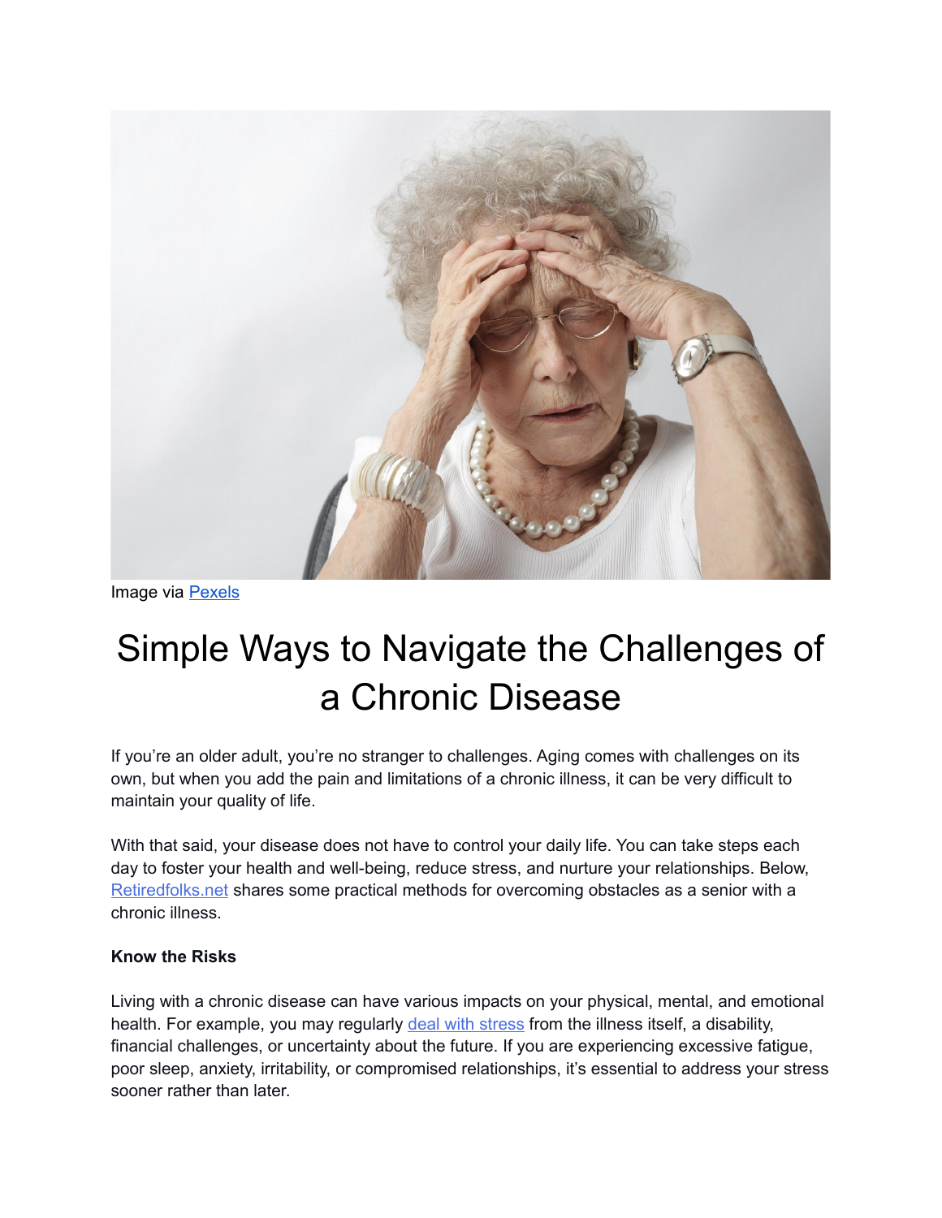Image via [Pexels](https://www.pexels.com/)

# Simple Ways to Navigate the Challenges of a Chronic Disease

If you're an older adult, you're no stranger to challenges. Aging comes with challenges on its own, but when you add the pain and limitations of a chronic illness, it can be very difficult to maintain your quality of life.

With that said, your disease does not have to control your daily life. You can take steps each day to foster your health and well-being, reduce stress, and nurture your relationships. Below, [Retiredfolks.net](https://retiredfolks.net) shares some practical methods for overcoming obstacles as a senior with a chronic illness.

**Know the Risks**

Living with a chronic disease can have various impacts on your physical, mental, and emotional health. For example, you may regularly [deal with stress](#) from the illness itself, a disability, financial challenges, or uncertainty about the future. If you are experiencing excessive fatigue, poor sleep, anxiety, irritability, or compromised relationships, it's essential to address your stress sooner rather than later.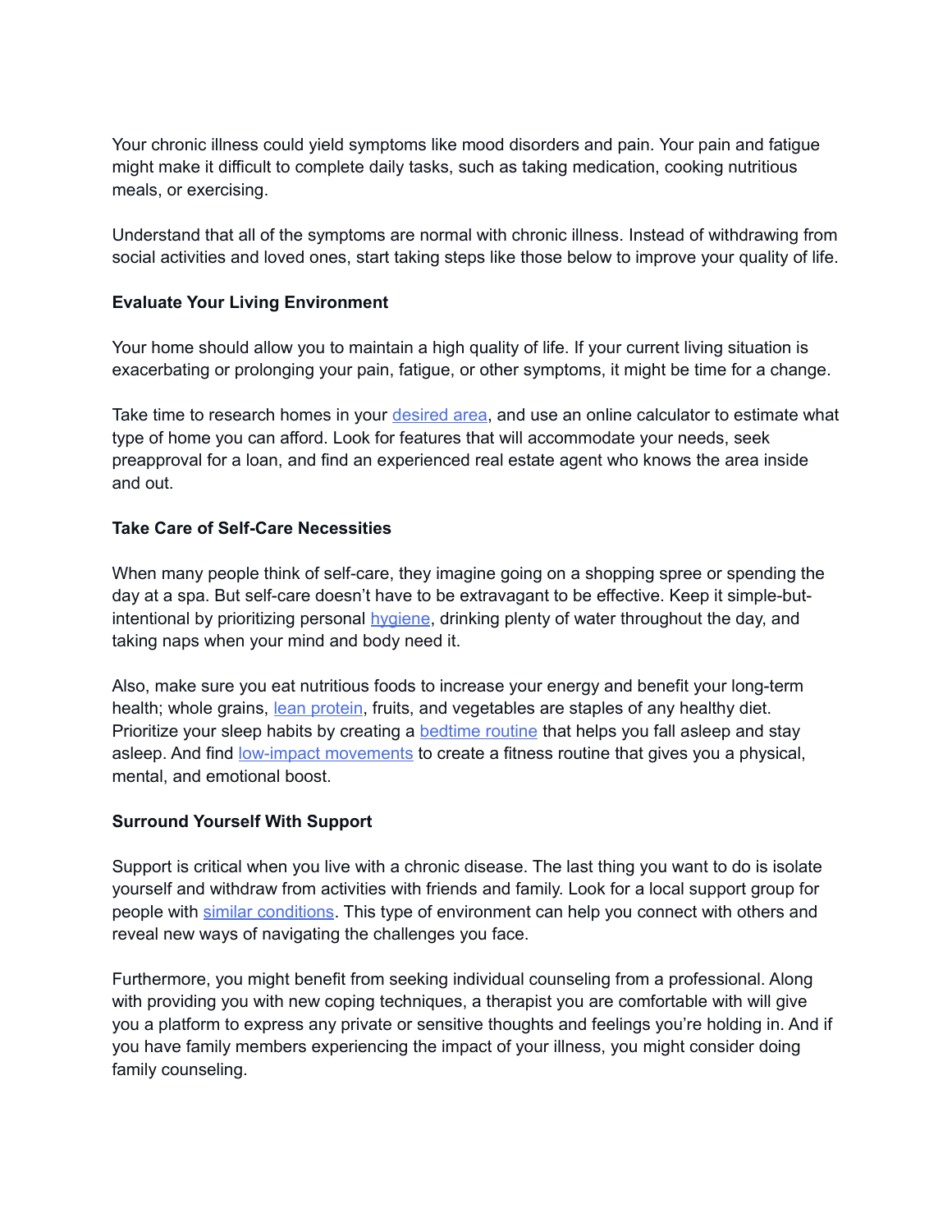Your chronic illness could yield symptoms like mood disorders and pain. Your pain and fatigue might make it difficult to complete daily tasks, such as taking medication, cooking nutritious meals, or exercising.

Understand that all of the symptoms are normal with chronic illness. Instead of withdrawing from social activities and loved ones, start taking steps like those below to improve your quality of life.

**Evaluate Your Living Environment**

Your home should allow you to maintain a high quality of life. If your current living situation is exacerbating or prolonging your pain, fatigue, or other symptoms, it might be time for a change.

Take time to research homes in your desired area, and use an online calculator to estimate what type of home you can afford. Look for features that will accommodate your needs, seek preapproval for a loan, and find an experienced real estate agent who knows the area inside and out.

**Take Care of Self-Care Necessities**

When many people think of self-care, they imagine going on a shopping spree or spending the day at a spa. But self-care doesn't have to be extravagant to be effective. Keep it simple-but-intentional by prioritizing personal hygiene, drinking plenty of water throughout the day, and taking naps when your mind and body need it.

Also, make sure you eat nutritious foods to increase your energy and benefit your long-term health; whole grains, lean protein, fruits, and vegetables are staples of any healthy diet. Prioritize your sleep habits by creating a bedtime routine that helps you fall asleep and stay asleep. And find low-impact movements to create a fitness routine that gives you a physical, mental, and emotional boost.

**Surround Yourself With Support**

Support is critical when you live with a chronic disease. The last thing you want to do is isolate yourself and withdraw from activities with friends and family. Look for a local support group for people with similar conditions. This type of environment can help you connect with others and reveal new ways of navigating the challenges you face.

Furthermore, you might benefit from seeking individual counseling from a professional. Along with providing you with new coping techniques, a therapist you are comfortable with will give you a platform to express any private or sensitive thoughts and feelings you're holding in. And if you have family members experiencing the impact of your illness, you might consider doing family counseling.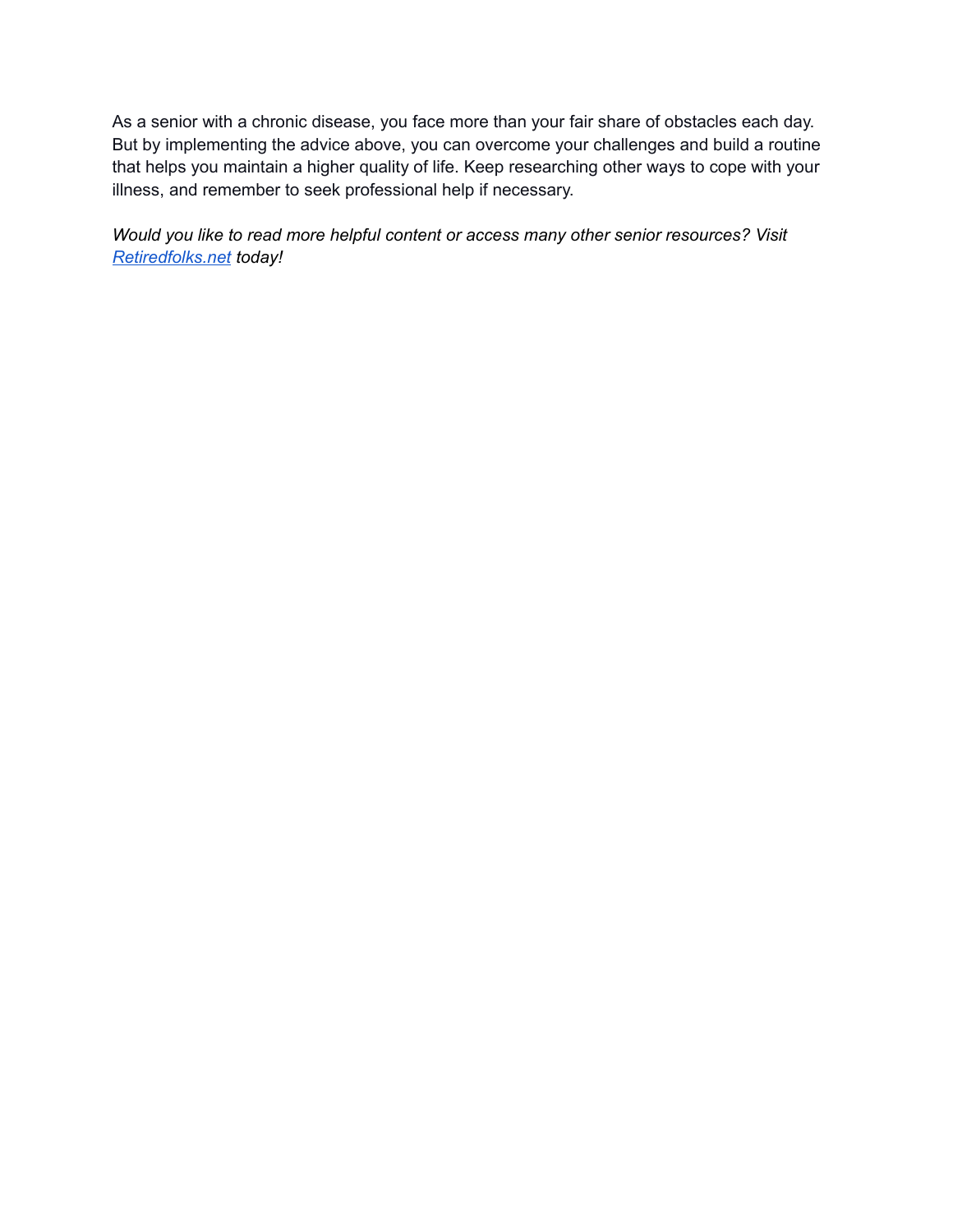As a senior with a chronic disease, you face more than your fair share of obstacles each day. But by implementing the advice above, you can overcome your challenges and build a routine that helps you maintain a higher quality of life. Keep researching other ways to cope with your illness, and remember to seek professional help if necessary.

*Would you like to read more helpful content or access many other senior resources? Visit [Retiredfolks.net](Retiredfolks.net) today!*